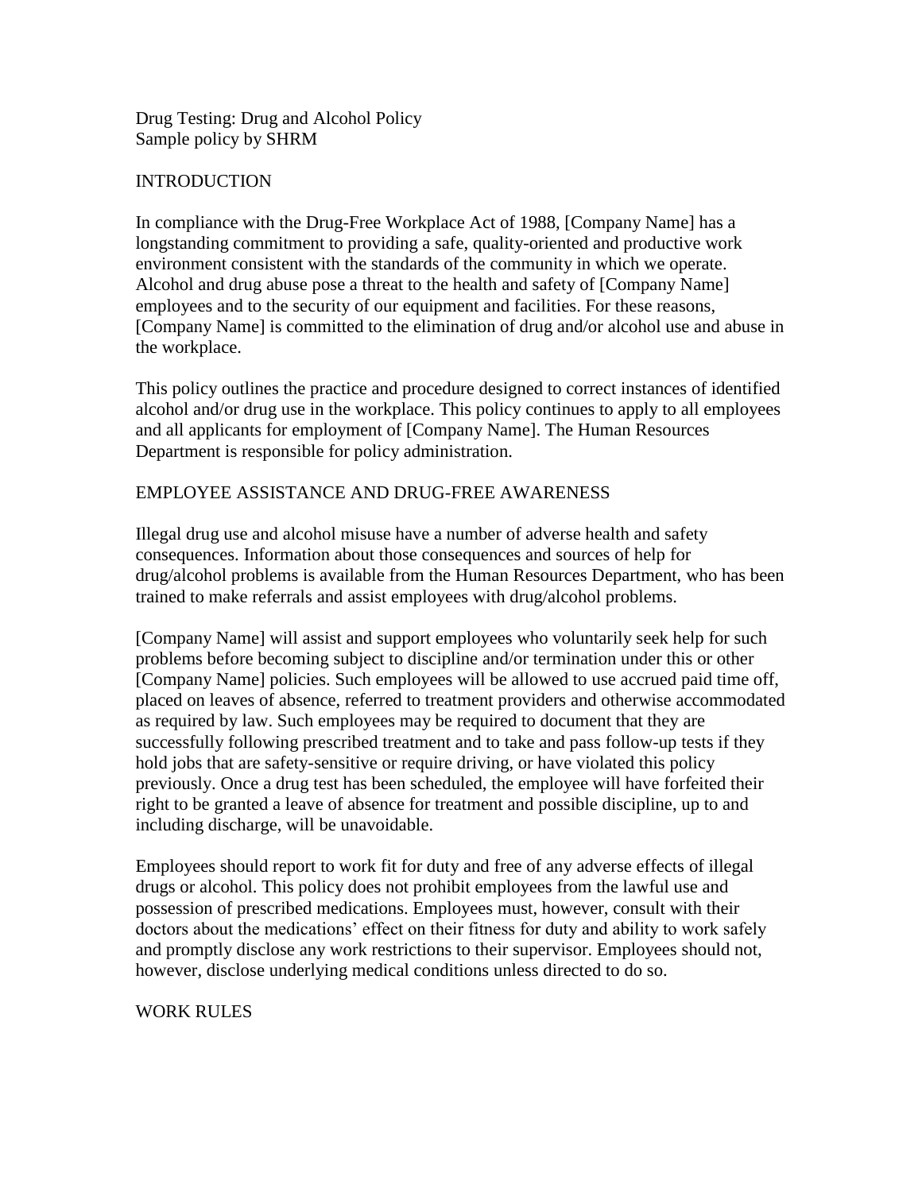# Drug Testing: Drug and Alcohol Policy
Sample policy by SHRM

## INTRODUCTION

In compliance with the Drug-Free Workplace Act of 1988, [Company Name] has a longstanding commitment to providing a safe, quality-oriented and productive work environment consistent with the standards of the community in which we operate. Alcohol and drug abuse pose a threat to the health and safety of [Company Name] employees and to the security of our equipment and facilities. For these reasons, [Company Name] is committed to the elimination of drug and/or alcohol use and abuse in the workplace.

This policy outlines the practice and procedure designed to correct instances of identified alcohol and/or drug use in the workplace. This policy continues to apply to all employees and all applicants for employment of [Company Name]. The Human Resources Department is responsible for policy administration.

## EMPLOYEE ASSISTANCE AND DRUG-FREE AWARENESS

Illegal drug use and alcohol misuse have a number of adverse health and safety consequences. Information about those consequences and sources of help for drug/alcohol problems is available from the Human Resources Department, who has been trained to make referrals and assist employees with drug/alcohol problems.

[Company Name] will assist and support employees who voluntarily seek help for such problems before becoming subject to discipline and/or termination under this or other [Company Name] policies. Such employees will be allowed to use accrued paid time off, placed on leaves of absence, referred to treatment providers and otherwise accommodated as required by law. Such employees may be required to document that they are successfully following prescribed treatment and to take and pass follow-up tests if they hold jobs that are safety-sensitive or require driving, or have violated this policy previously. Once a drug test has been scheduled, the employee will have forfeited their right to be granted a leave of absence for treatment and possible discipline, up to and including discharge, will be unavoidable.

Employees should report to work fit for duty and free of any adverse effects of illegal drugs or alcohol. This policy does not prohibit employees from the lawful use and possession of prescribed medications. Employees must, however, consult with their doctors about the medications' effect on their fitness for duty and ability to work safely and promptly disclose any work restrictions to their supervisor. Employees should not, however, disclose underlying medical conditions unless directed to do so.

## WORK RULES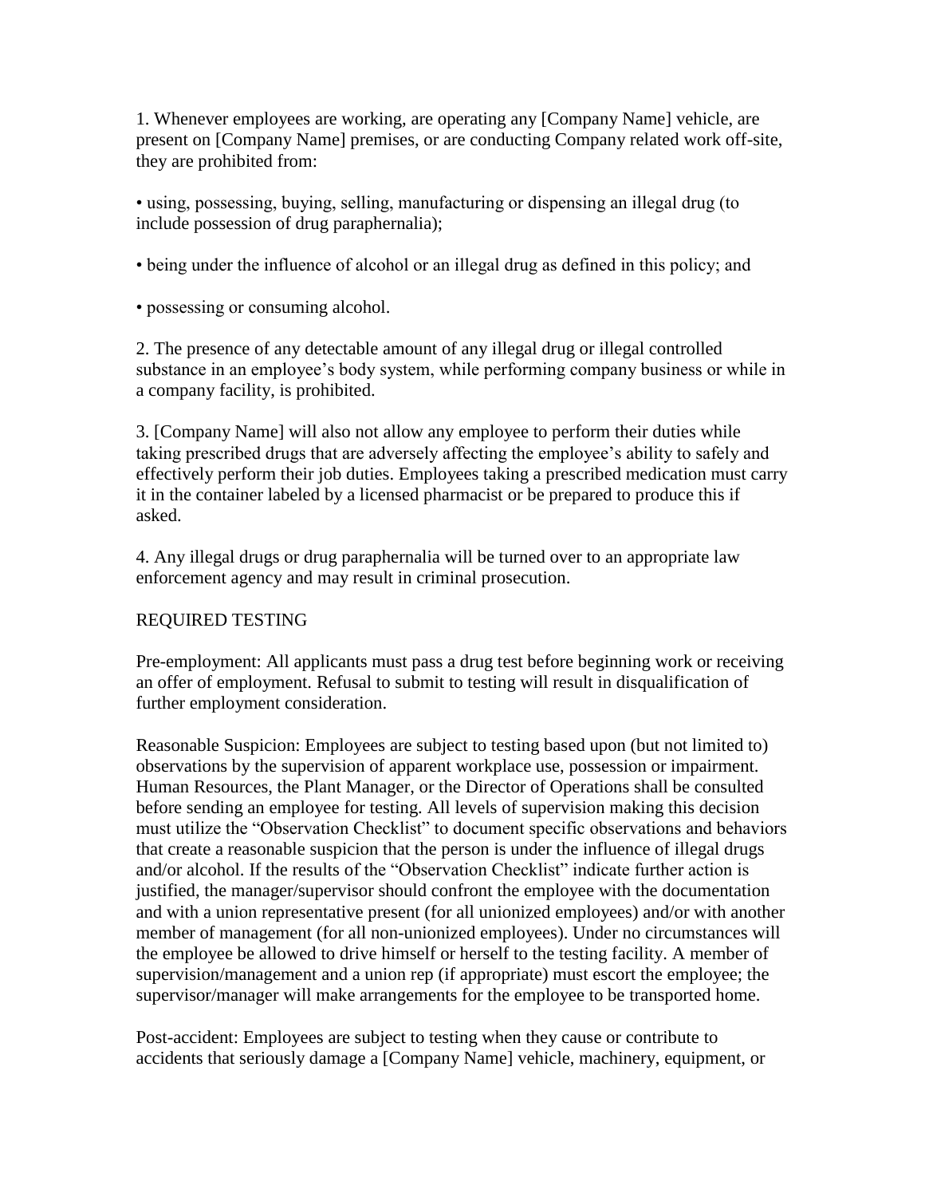1. Whenever employees are working, are operating any [Company Name] vehicle, are present on [Company Name] premises, or are conducting Company related work off-site, they are prohibited from:

- using, possessing, buying, selling, manufacturing or dispensing an illegal drug (to include possession of drug paraphernalia);
- being under the influence of alcohol or an illegal drug as defined in this policy; and
- possessing or consuming alcohol.

2. The presence of any detectable amount of any illegal drug or illegal controlled substance in an employee's body system, while performing company business or while in a company facility, is prohibited.

3. [Company Name] will also not allow any employee to perform their duties while taking prescribed drugs that are adversely affecting the employee's ability to safely and effectively perform their job duties. Employees taking a prescribed medication must carry it in the container labeled by a licensed pharmacist or be prepared to produce this if asked.

4. Any illegal drugs or drug paraphernalia will be turned over to an appropriate law enforcement agency and may result in criminal prosecution.

## REQUIRED TESTING

Pre-employment: All applicants must pass a drug test before beginning work or receiving an offer of employment. Refusal to submit to testing will result in disqualification of further employment consideration.

Reasonable Suspicion: Employees are subject to testing based upon (but not limited to) observations by the supervision of apparent workplace use, possession or impairment. Human Resources, the Plant Manager, or the Director of Operations shall be consulted before sending an employee for testing. All levels of supervision making this decision must utilize the "Observation Checklist" to document specific observations and behaviors that create a reasonable suspicion that the person is under the influence of illegal drugs and/or alcohol. If the results of the "Observation Checklist" indicate further action is justified, the manager/supervisor should confront the employee with the documentation and with a union representative present (for all unionized employees) and/or with another member of management (for all non-unionized employees). Under no circumstances will the employee be allowed to drive himself or herself to the testing facility. A member of supervision/management and a union rep (if appropriate) must escort the employee; the supervisor/manager will make arrangements for the employee to be transported home.

Post-accident: Employees are subject to testing when they cause or contribute to accidents that seriously damage a [Company Name] vehicle, machinery, equipment, or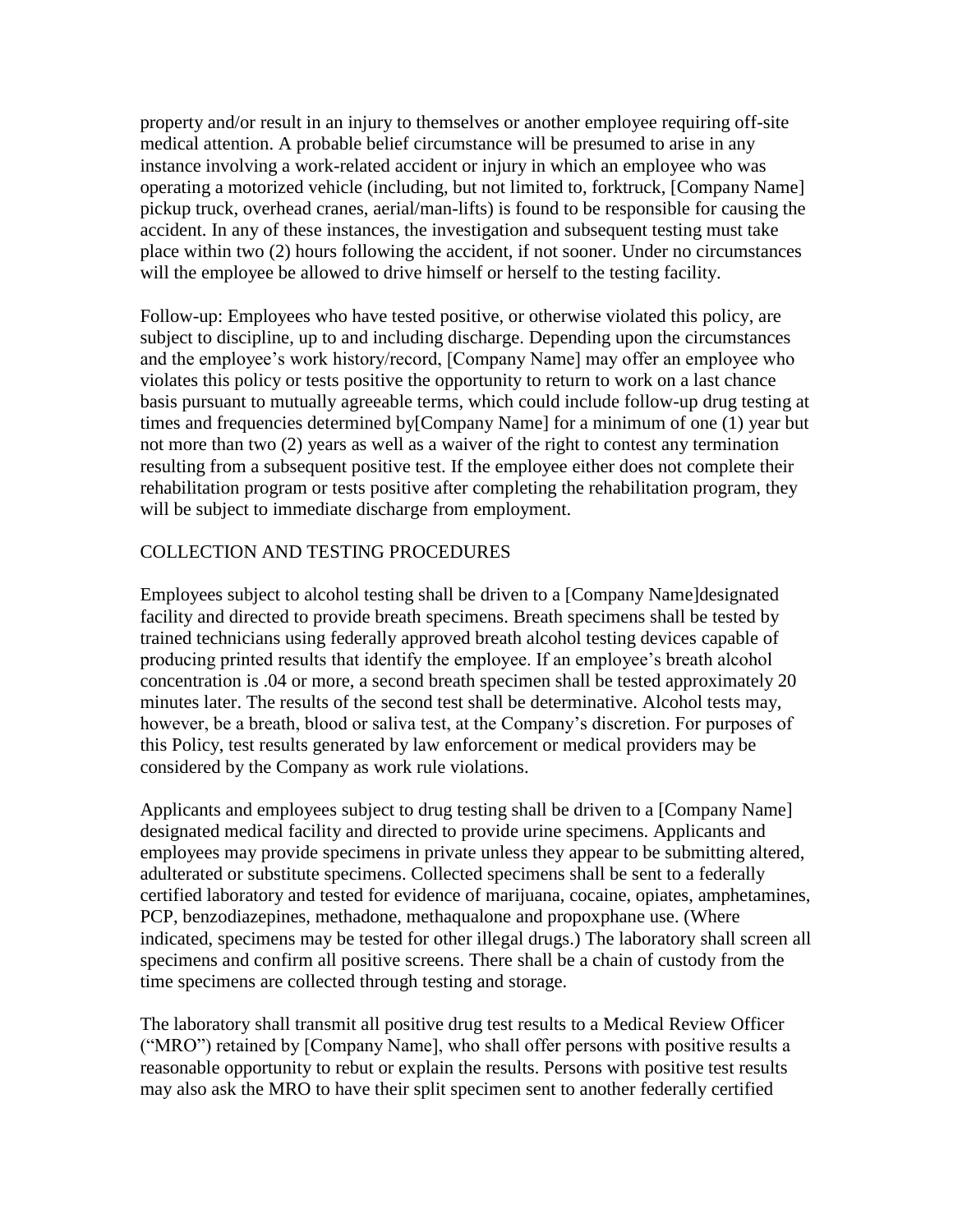property and/or result in an injury to themselves or another employee requiring off-site medical attention. A probable belief circumstance will be presumed to arise in any instance involving a work-related accident or injury in which an employee who was operating a motorized vehicle (including, but not limited to, forktruck, [Company Name] pickup truck, overhead cranes, aerial/man-lifts) is found to be responsible for causing the accident. In any of these instances, the investigation and subsequent testing must take place within two (2) hours following the accident, if not sooner. Under no circumstances will the employee be allowed to drive himself or herself to the testing facility.

Follow-up: Employees who have tested positive, or otherwise violated this policy, are subject to discipline, up to and including discharge. Depending upon the circumstances and the employee's work history/record, [Company Name] may offer an employee who violates this policy or tests positive the opportunity to return to work on a last chance basis pursuant to mutually agreeable terms, which could include follow-up drug testing at times and frequencies determined by[Company Name] for a minimum of one (1) year but not more than two (2) years as well as a waiver of the right to contest any termination resulting from a subsequent positive test. If the employee either does not complete their rehabilitation program or tests positive after completing the rehabilitation program, they will be subject to immediate discharge from employment.

## COLLECTION AND TESTING PROCEDURES

Employees subject to alcohol testing shall be driven to a [Company Name]designated facility and directed to provide breath specimens. Breath specimens shall be tested by trained technicians using federally approved breath alcohol testing devices capable of producing printed results that identify the employee. If an employee's breath alcohol concentration is .04 or more, a second breath specimen shall be tested approximately 20 minutes later. The results of the second test shall be determinative. Alcohol tests may, however, be a breath, blood or saliva test, at the Company's discretion. For purposes of this Policy, test results generated by law enforcement or medical providers may be considered by the Company as work rule violations.

Applicants and employees subject to drug testing shall be driven to a [Company Name] designated medical facility and directed to provide urine specimens. Applicants and employees may provide specimens in private unless they appear to be submitting altered, adulterated or substitute specimens. Collected specimens shall be sent to a federally certified laboratory and tested for evidence of marijuana, cocaine, opiates, amphetamines, PCP, benzodiazepines, methadone, methaqualone and propoxphane use. (Where indicated, specimens may be tested for other illegal drugs.) The laboratory shall screen all specimens and confirm all positive screens. There shall be a chain of custody from the time specimens are collected through testing and storage.

The laboratory shall transmit all positive drug test results to a Medical Review Officer ("MRO") retained by [Company Name], who shall offer persons with positive results a reasonable opportunity to rebut or explain the results. Persons with positive test results may also ask the MRO to have their split specimen sent to another federally certified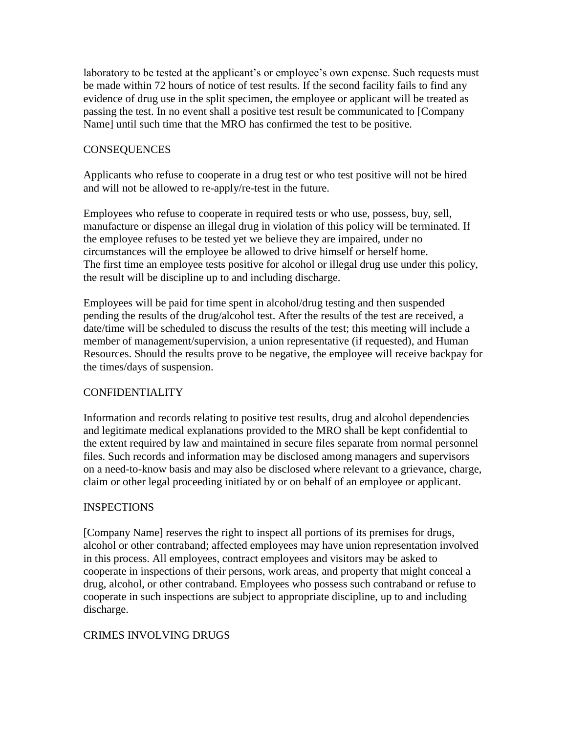laboratory to be tested at the applicant's or employee's own expense. Such requests must be made within 72 hours of notice of test results. If the second facility fails to find any evidence of drug use in the split specimen, the employee or applicant will be treated as passing the test. In no event shall a positive test result be communicated to [Company Name] until such time that the MRO has confirmed the test to be positive.

## CONSEQUENCES

Applicants who refuse to cooperate in a drug test or who test positive will not be hired and will not be allowed to re-apply/re-test in the future.

Employees who refuse to cooperate in required tests or who use, possess, buy, sell, manufacture or dispense an illegal drug in violation of this policy will be terminated. If the employee refuses to be tested yet we believe they are impaired, under no circumstances will the employee be allowed to drive himself or herself home. The first time an employee tests positive for alcohol or illegal drug use under this policy, the result will be discipline up to and including discharge.

Employees will be paid for time spent in alcohol/drug testing and then suspended pending the results of the drug/alcohol test. After the results of the test are received, a date/time will be scheduled to discuss the results of the test; this meeting will include a member of management/supervision, a union representative (if requested), and Human Resources. Should the results prove to be negative, the employee will receive backpay for the times/days of suspension.

## CONFIDENTIALITY

Information and records relating to positive test results, drug and alcohol dependencies and legitimate medical explanations provided to the MRO shall be kept confidential to the extent required by law and maintained in secure files separate from normal personnel files. Such records and information may be disclosed among managers and supervisors on a need-to-know basis and may also be disclosed where relevant to a grievance, charge, claim or other legal proceeding initiated by or on behalf of an employee or applicant.

## INSPECTIONS

[Company Name] reserves the right to inspect all portions of its premises for drugs, alcohol or other contraband; affected employees may have union representation involved in this process. All employees, contract employees and visitors may be asked to cooperate in inspections of their persons, work areas, and property that might conceal a drug, alcohol, or other contraband. Employees who possess such contraband or refuse to cooperate in such inspections are subject to appropriate discipline, up to and including discharge.

## CRIMES INVOLVING DRUGS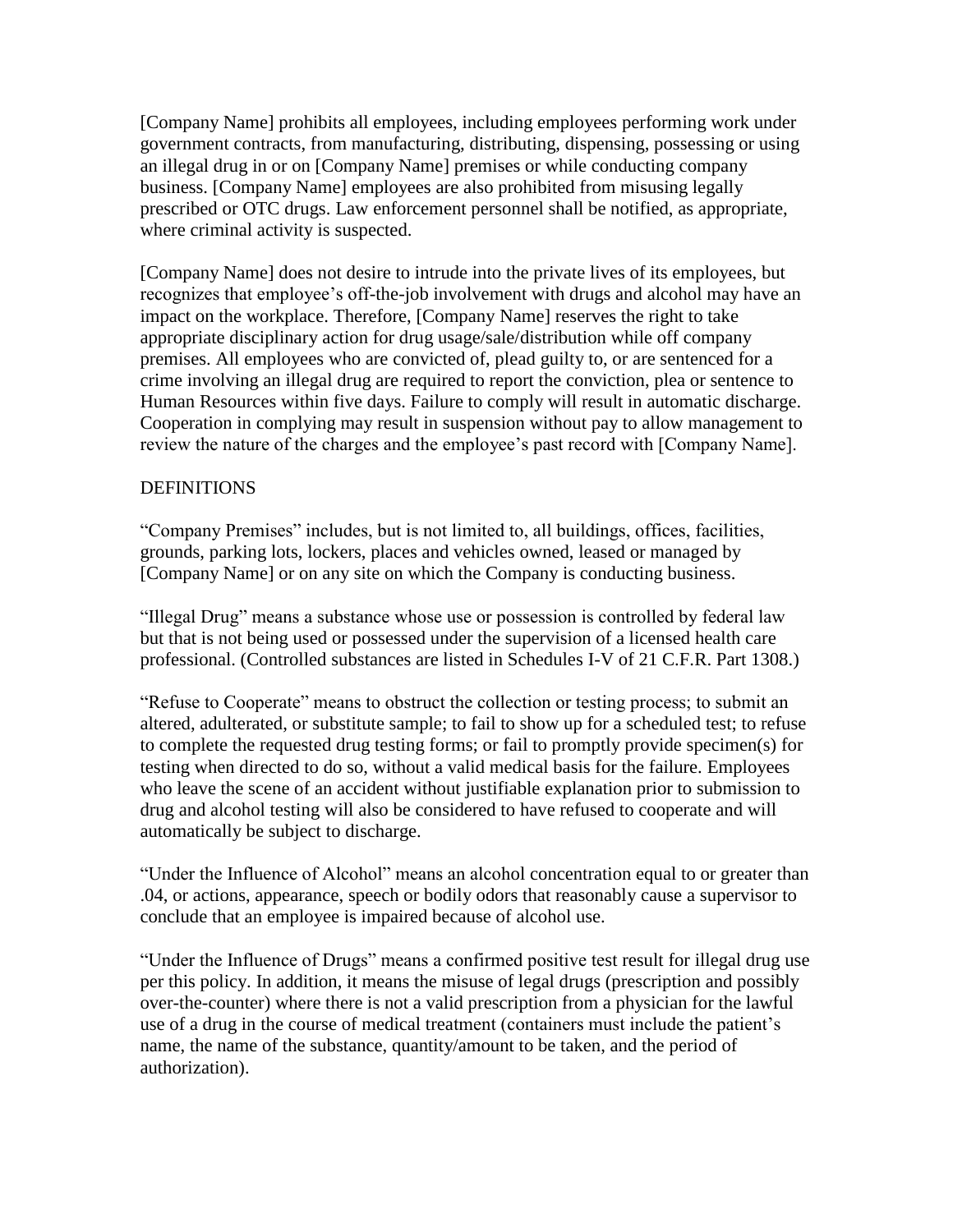[Company Name] prohibits all employees, including employees performing work under government contracts, from manufacturing, distributing, dispensing, possessing or using an illegal drug in or on [Company Name] premises or while conducting company business. [Company Name] employees are also prohibited from misusing legally prescribed or OTC drugs. Law enforcement personnel shall be notified, as appropriate, where criminal activity is suspected.

[Company Name] does not desire to intrude into the private lives of its employees, but recognizes that employee's off-the-job involvement with drugs and alcohol may have an impact on the workplace. Therefore, [Company Name] reserves the right to take appropriate disciplinary action for drug usage/sale/distribution while off company premises. All employees who are convicted of, plead guilty to, or are sentenced for a crime involving an illegal drug are required to report the conviction, plea or sentence to Human Resources within five days. Failure to comply will result in automatic discharge. Cooperation in complying may result in suspension without pay to allow management to review the nature of the charges and the employee's past record with [Company Name].

## DEFINITIONS

"Company Premises" includes, but is not limited to, all buildings, offices, facilities, grounds, parking lots, lockers, places and vehicles owned, leased or managed by [Company Name] or on any site on which the Company is conducting business.

"Illegal Drug" means a substance whose use or possession is controlled by federal law but that is not being used or possessed under the supervision of a licensed health care professional. (Controlled substances are listed in Schedules I-V of 21 C.F.R. Part 1308.)

"Refuse to Cooperate" means to obstruct the collection or testing process; to submit an altered, adulterated, or substitute sample; to fail to show up for a scheduled test; to refuse to complete the requested drug testing forms; or fail to promptly provide specimen(s) for testing when directed to do so, without a valid medical basis for the failure. Employees who leave the scene of an accident without justifiable explanation prior to submission to drug and alcohol testing will also be considered to have refused to cooperate and will automatically be subject to discharge.

"Under the Influence of Alcohol" means an alcohol concentration equal to or greater than .04, or actions, appearance, speech or bodily odors that reasonably cause a supervisor to conclude that an employee is impaired because of alcohol use.

"Under the Influence of Drugs" means a confirmed positive test result for illegal drug use per this policy. In addition, it means the misuse of legal drugs (prescription and possibly over-the-counter) where there is not a valid prescription from a physician for the lawful use of a drug in the course of medical treatment (containers must include the patient's name, the name of the substance, quantity/amount to be taken, and the period of authorization).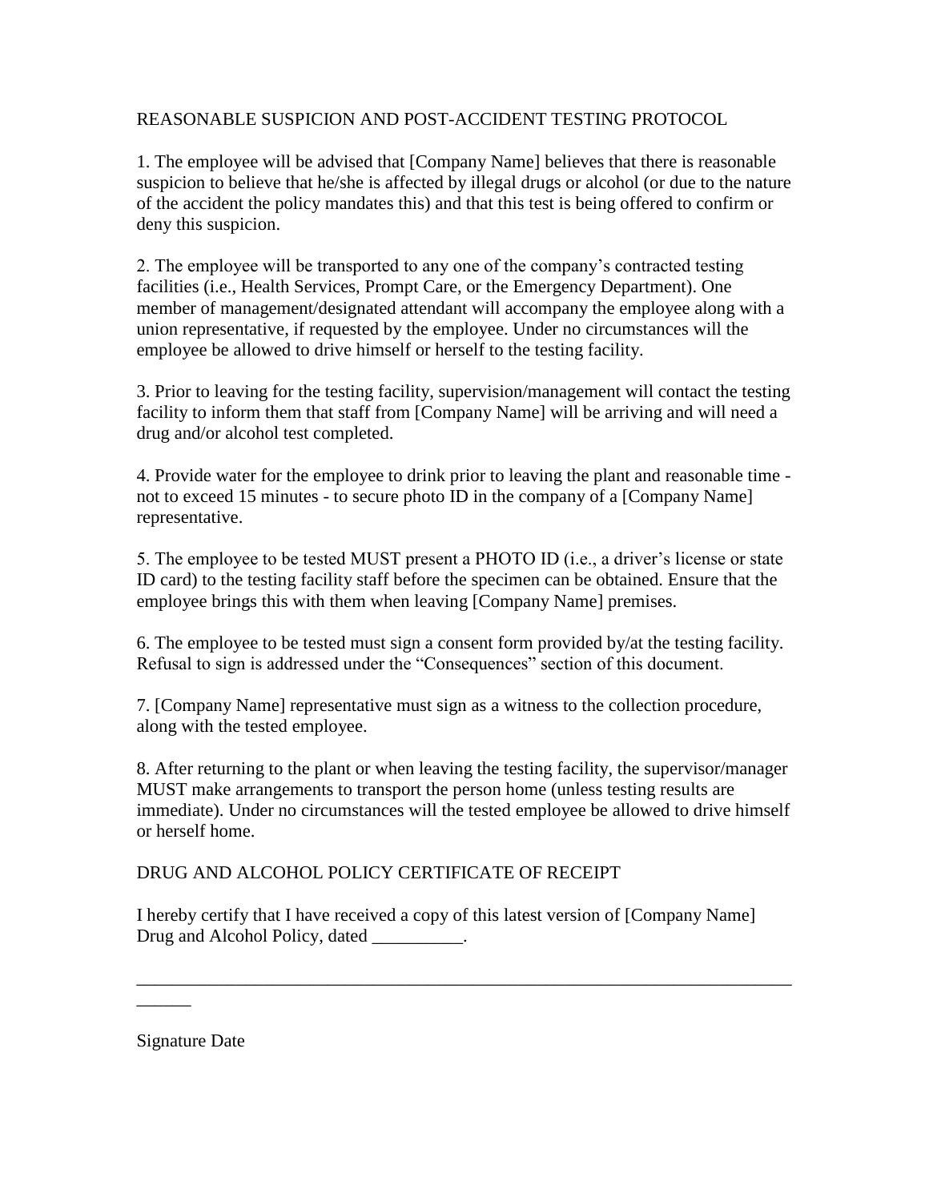## REASONABLE SUSPICION AND POST-ACCIDENT TESTING PROTOCOL

1. The employee will be advised that [Company Name] believes that there is reasonable suspicion to believe that he/she is affected by illegal drugs or alcohol (or due to the nature of the accident the policy mandates this) and that this test is being offered to confirm or deny this suspicion.

2. The employee will be transported to any one of the company's contracted testing facilities (i.e., Health Services, Prompt Care, or the Emergency Department). One member of management/designated attendant will accompany the employee along with a union representative, if requested by the employee. Under no circumstances will the employee be allowed to drive himself or herself to the testing facility.

3. Prior to leaving for the testing facility, supervision/management will contact the testing facility to inform them that staff from [Company Name] will be arriving and will need a drug and/or alcohol test completed.

4. Provide water for the employee to drink prior to leaving the plant and reasonable time - not to exceed 15 minutes - to secure photo ID in the company of a [Company Name] representative.

5. The employee to be tested MUST present a PHOTO ID (i.e., a driver's license or state ID card) to the testing facility staff before the specimen can be obtained. Ensure that the employee brings this with them when leaving [Company Name] premises.

6. The employee to be tested must sign a consent form provided by/at the testing facility. Refusal to sign is addressed under the "Consequences" section of this document.

7. [Company Name] representative must sign as a witness to the collection procedure, along with the tested employee.

8. After returning to the plant or when leaving the testing facility, the supervisor/manager MUST make arrangements to transport the person home (unless testing results are immediate). Under no circumstances will the tested employee be allowed to drive himself or herself home.

## DRUG AND ALCOHOL POLICY CERTIFICATE OF RECEIPT

I hereby certify that I have received a copy of this latest version of [Company Name] Drug and Alcohol Policy, dated __________.

________________________________________________________________________________

Signature Date